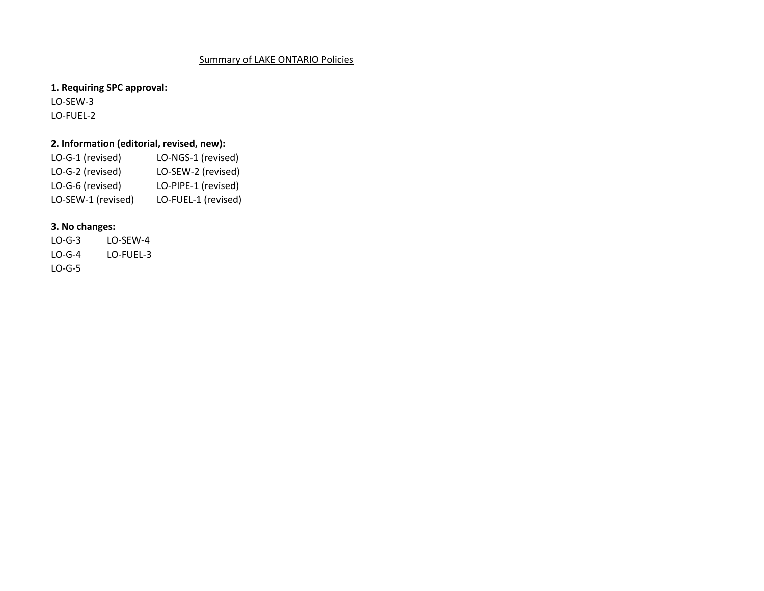Summary of LAKE ONTARIO Policies

**1. Requiring SPC approval:**

LO-SEW-3
LO-FUEL-2

**2. Information (editorial, revised, new):**

| | |
|---|---|
| LO-G-1 (revised) | LO-NGS-1 (revised) |
| LO-G-2 (revised) | LO-SEW-2 (revised) |
| LO-G-6 (revised) | LO-PIPE-1 (revised) |
| LO-SEW-1 (revised) | LO-FUEL-1 (revised) |

**3. No changes:**

| | |
|---|---|
| LO-G-3 | LO-SEW-4 |
| LO-G-4 | LO-FUEL-3 |
| LO-G-5 | |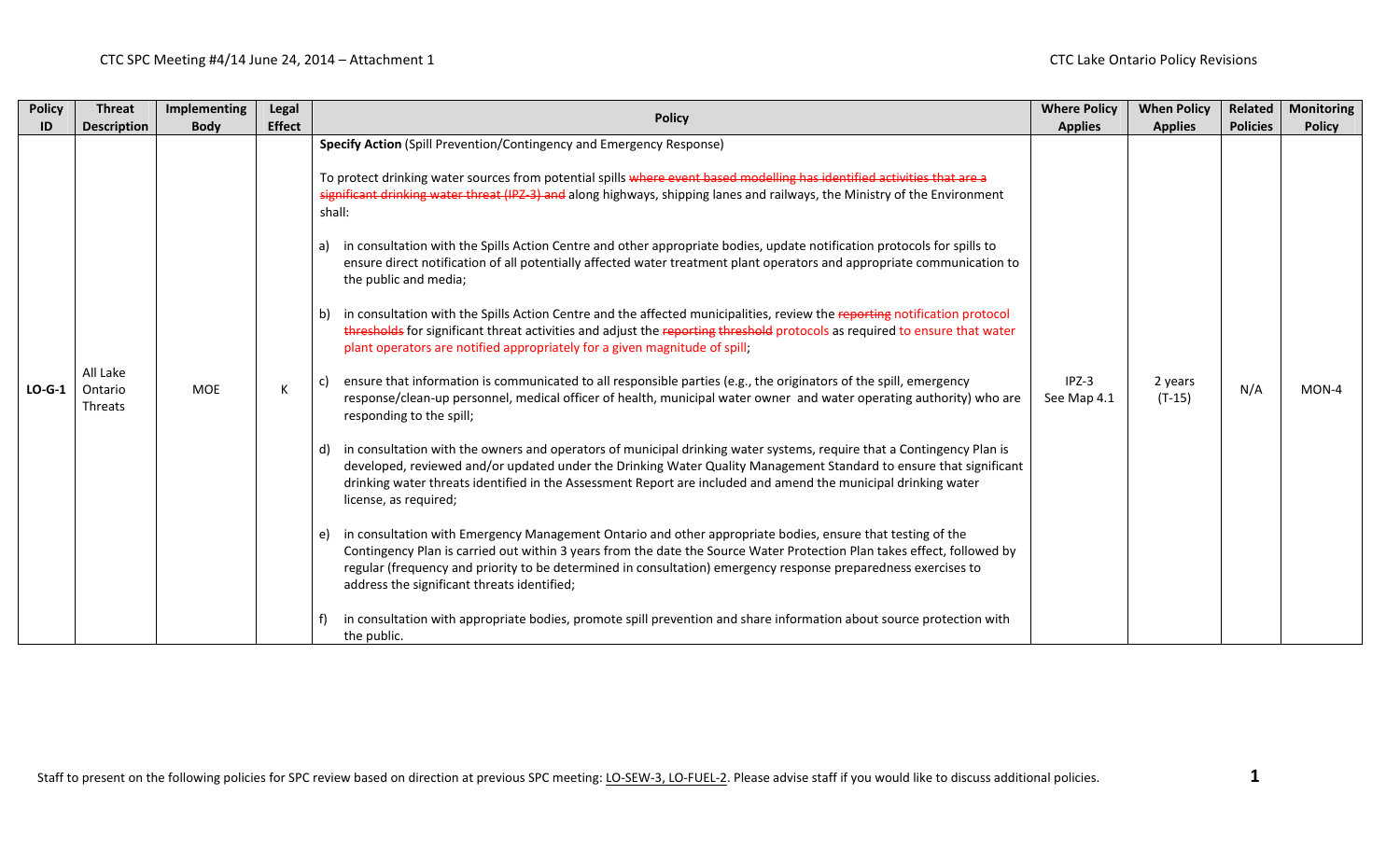| Policy ID | Threat Description | Implementing Body | Legal Effect | Policy | Where Policy Applies | When Policy Applies | Related Policies | Monitoring Policy |
|---|---|---|---|---|---|---|---|---|
| LO-G-1 | All Lake Ontario Threats | MOE | K | **Specify Action** (Spill Prevention/Contingency and Emergency Response)<br><br>To protect drinking water sources from potential spills ~~where event based modelling has identified activities that are a significant drinking water threat (IPZ-3) and~~ along highways, shipping lanes and railways, the Ministry of the Environment shall:<br><br>a) in consultation with the Spills Action Centre and other appropriate bodies, update notification protocols for spills to ensure direct notification of all potentially affected water treatment plant operators and appropriate communication to the public and media;<br><br>b) in consultation with the Spills Action Centre and the affected municipalities, review the ~~reporting~~ notification protocol ~~thresholds~~ for significant threat activities and adjust the ~~reporting threshold~~ protocols as required to ensure that water plant operators are notified appropriately for a given magnitude of spill;<br><br>c) ensure that information is communicated to all responsible parties (e.g., the originators of the spill, emergency response/clean-up personnel, medical officer of health, municipal water owner and water operating authority) who are responding to the spill;<br><br>d) in consultation with the owners and operators of municipal drinking water systems, require that a Contingency Plan is developed, reviewed and/or updated under the Drinking Water Quality Management Standard to ensure that significant drinking water threats identified in the Assessment Report are included and amend the municipal drinking water license, as required;<br><br>e) in consultation with Emergency Management Ontario and other appropriate bodies, ensure that testing of the Contingency Plan is carried out within 3 years from the date the Source Water Protection Plan takes effect, followed by regular (frequency and priority to be determined in consultation) emergency response preparedness exercises to address the significant threats identified;<br><br>f) in consultation with appropriate bodies, promote spill prevention and share information about source protection with the public. | IPZ-3<br>See Map 4.1 | 2 years<br>(T-15) | N/A | MON-4 |

Staff to present on the following policies for SPC review based on direction at previous SPC meeting: LO-SEW-3, LO-FUEL-2. Please advise staff if you would like to discuss additional policies.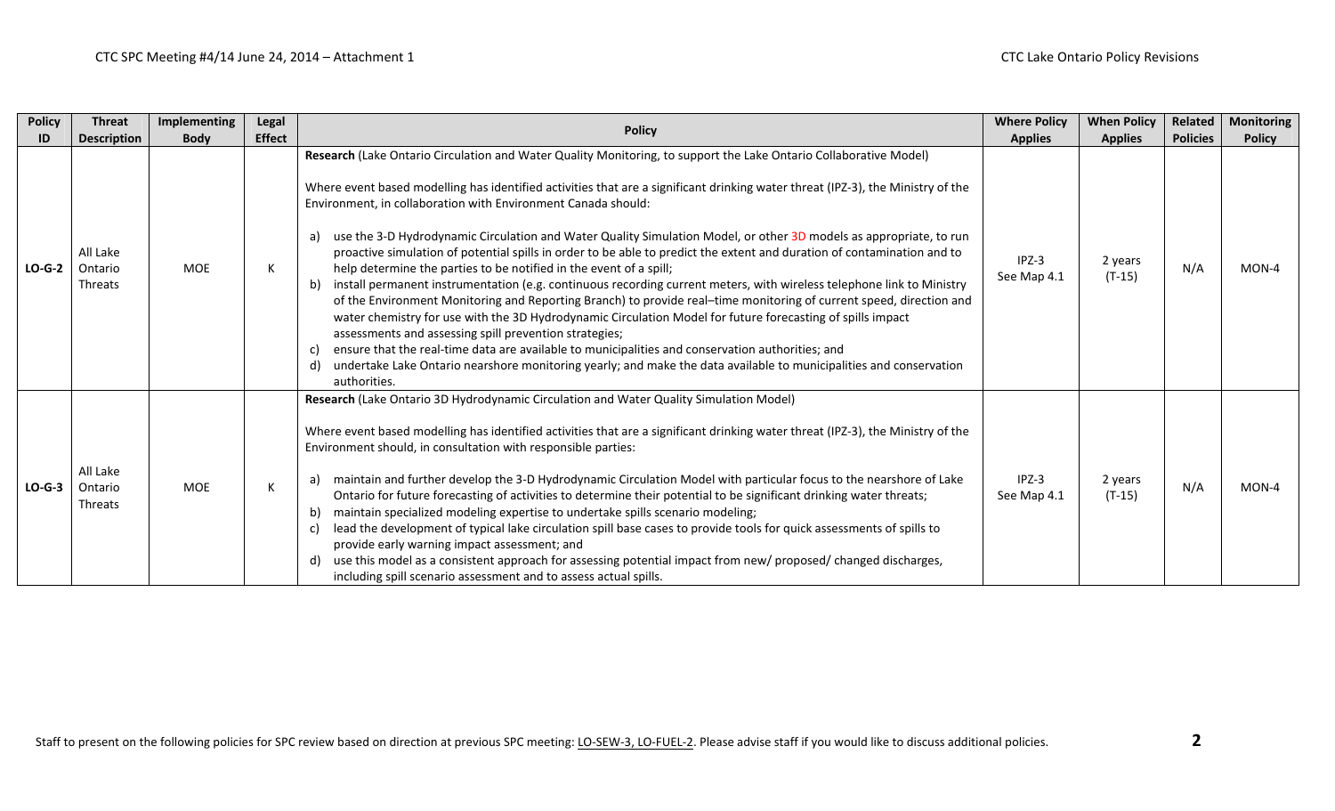| Policy ID | Threat Description | Implementing Body | Legal Effect | Policy | Where Policy Applies | When Policy Applies | Related Policies | Monitoring Policy |
|---|---|---|---|---|---|---|---|---|
| LO-G-2 | All Lake Ontario Threats | MOE | K | **Research** (Lake Ontario Circulation and Water Quality Monitoring, to support the Lake Ontario Collaborative Model)<br><br>Where event based modelling has identified activities that are a significant drinking water threat (IPZ-3), the Ministry of the Environment, in collaboration with Environment Canada should:<br><br>a) use the 3-D Hydrodynamic Circulation and Water Quality Simulation Model, or other 3D models as appropriate, to run proactive simulation of potential spills in order to be able to predict the extent and duration of contamination and to help determine the parties to be notified in the event of a spill;<br>b) install permanent instrumentation (e.g. continuous recording current meters, with wireless telephone link to Ministry of the Environment Monitoring and Reporting Branch) to provide real–time monitoring of current speed, direction and water chemistry for use with the 3D Hydrodynamic Circulation Model for future forecasting of spills impact assessments and assessing spill prevention strategies;<br>c) ensure that the real-time data are available to municipalities and conservation authorities; and<br>d) undertake Lake Ontario nearshore monitoring yearly; and make the data available to municipalities and conservation authorities. | IPZ-3 See Map 4.1 | 2 years (T-15) | N/A | MON-4 |
| LO-G-3 | All Lake Ontario Threats | MOE | K | **Research** (Lake Ontario 3D Hydrodynamic Circulation and Water Quality Simulation Model)<br><br>Where event based modelling has identified activities that are a significant drinking water threat (IPZ-3), the Ministry of the Environment should, in consultation with responsible parties:<br><br>a) maintain and further develop the 3-D Hydrodynamic Circulation Model with particular focus to the nearshore of Lake Ontario for future forecasting of activities to determine their potential to be significant drinking water threats;<br>b) maintain specialized modeling expertise to undertake spills scenario modeling;<br>c) lead the development of typical lake circulation spill base cases to provide tools for quick assessments of spills to provide early warning impact assessment; and<br>d) use this model as a consistent approach for assessing potential impact from new/ proposed/ changed discharges, including spill scenario assessment and to assess actual spills. | IPZ-3 See Map 4.1 | 2 years (T-15) | N/A | MON-4 |

Staff to present on the following policies for SPC review based on direction at previous SPC meeting: LO-SEW-3, LO-FUEL-2. Please advise staff if you would like to discuss additional policies.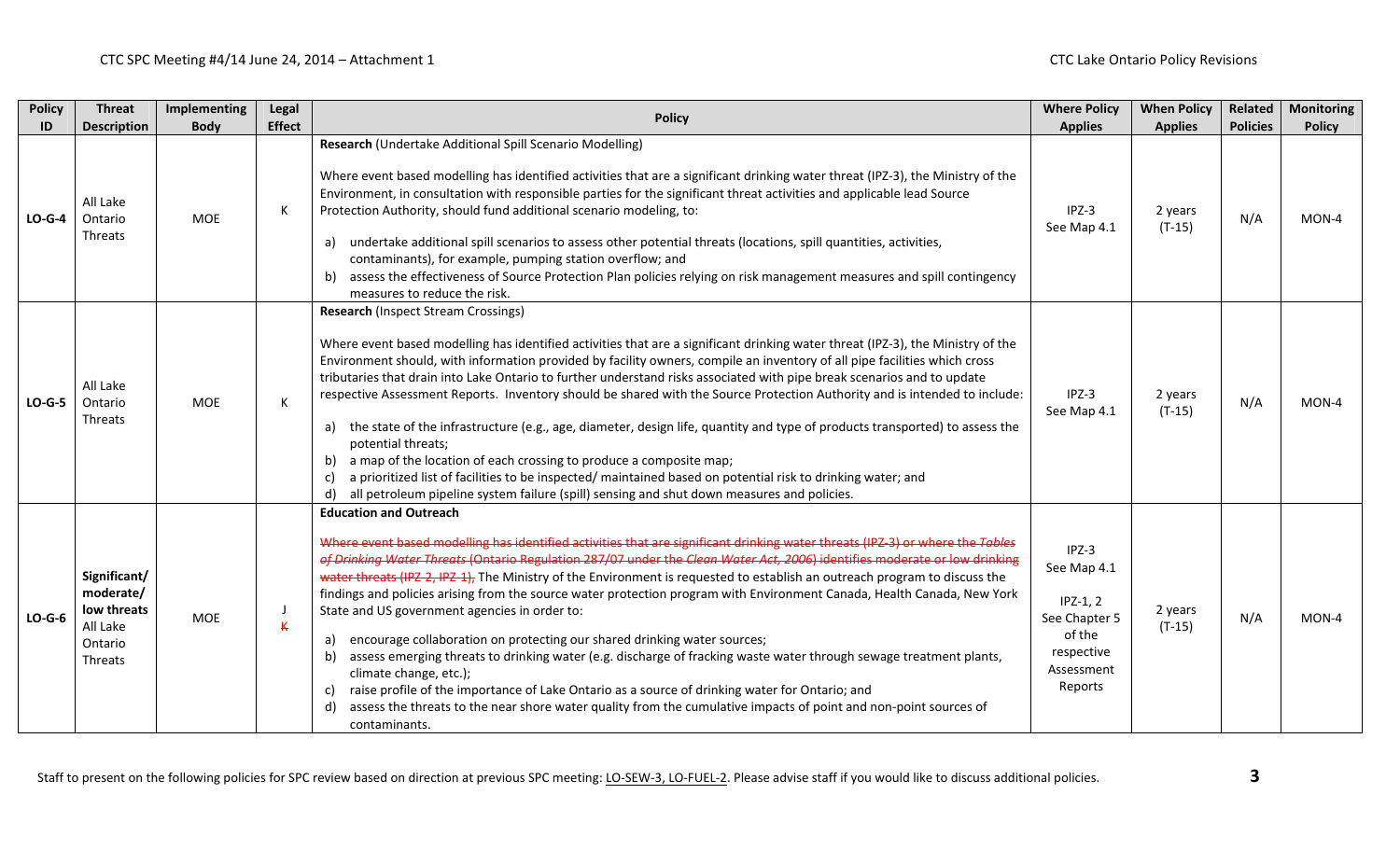| Policy ID | Threat Description | Implementing Body | Legal Effect | Policy | Where Policy Applies | When Policy Applies | Related Policies | Monitoring Policy |
|---|---|---|---|---|---|---|---|---|
| LO-G-4 | All Lake Ontario Threats | MOE | K | **Research** (Undertake Additional Spill Scenario Modelling)<br><br>Where event based modelling has identified activities that are a significant drinking water threat (IPZ-3), the Ministry of the Environment, in consultation with responsible parties for the significant threat activities and applicable lead Source Protection Authority, should fund additional scenario modeling, to:<br><br>a) undertake additional spill scenarios to assess other potential threats (locations, spill quantities, activities, contaminants), for example, pumping station overflow; and<br>b) assess the effectiveness of Source Protection Plan policies relying on risk management measures and spill contingency measures to reduce the risk. | IPZ-3 See Map 4.1 | 2 years (T-15) | N/A | MON-4 |
| LO-G-5 | All Lake Ontario Threats | MOE | K | **Research** (Inspect Stream Crossings)<br><br>Where event based modelling has identified activities that are a significant drinking water threat (IPZ-3), the Ministry of the Environment should, with information provided by facility owners, compile an inventory of all pipe facilities which cross tributaries that drain into Lake Ontario to further understand risks associated with pipe break scenarios and to update respective Assessment Reports. Inventory should be shared with the Source Protection Authority and is intended to include:<br><br>a) the state of the infrastructure (e.g., age, diameter, design life, quantity and type of products transported) to assess the potential threats;<br>b) a map of the location of each crossing to produce a composite map;<br>c) a prioritized list of facilities to be inspected/ maintained based on potential risk to drinking water; and<br>d) all petroleum pipeline system failure (spill) sensing and shut down measures and policies. | IPZ-3 See Map 4.1 | 2 years (T-15) | N/A | MON-4 |
| LO-G-6 | **Significant/ moderate/ low threats** All Lake Ontario Threats | MOE | J ~~K~~ | **Education and Outreach**<br><br>~~Where event based modelling has identified activities that are significant drinking water threats (IPZ-3) or where the *Tables of Drinking Water Threats* (Ontario Regulation 287/07 under the *Clean Water Act, 2006*) identifies moderate or low drinking water threats (IPZ-2, IPZ-1),~~ The Ministry of the Environment is requested to establish an outreach program to discuss the findings and policies arising from the source water protection program with Environment Canada, Health Canada, New York State and US government agencies in order to:<br><br>a) encourage collaboration on protecting our shared drinking water sources;<br>b) assess emerging threats to drinking water (e.g. discharge of fracking waste water through sewage treatment plants, climate change, etc.);<br>c) raise profile of the importance of Lake Ontario as a source of drinking water for Ontario; and<br>d) assess the threats to the near shore water quality from the cumulative impacts of point and non-point sources of contaminants. | IPZ-3 See Map 4.1<br><br>IPZ-1, 2 See Chapter 5 of the respective Assessment Reports | 2 years (T-15) | N/A | MON-4 |

Staff to present on the following policies for SPC review based on direction at previous SPC meeting: LO-SEW-3, LO-FUEL-2. Please advise staff if you would like to discuss additional policies.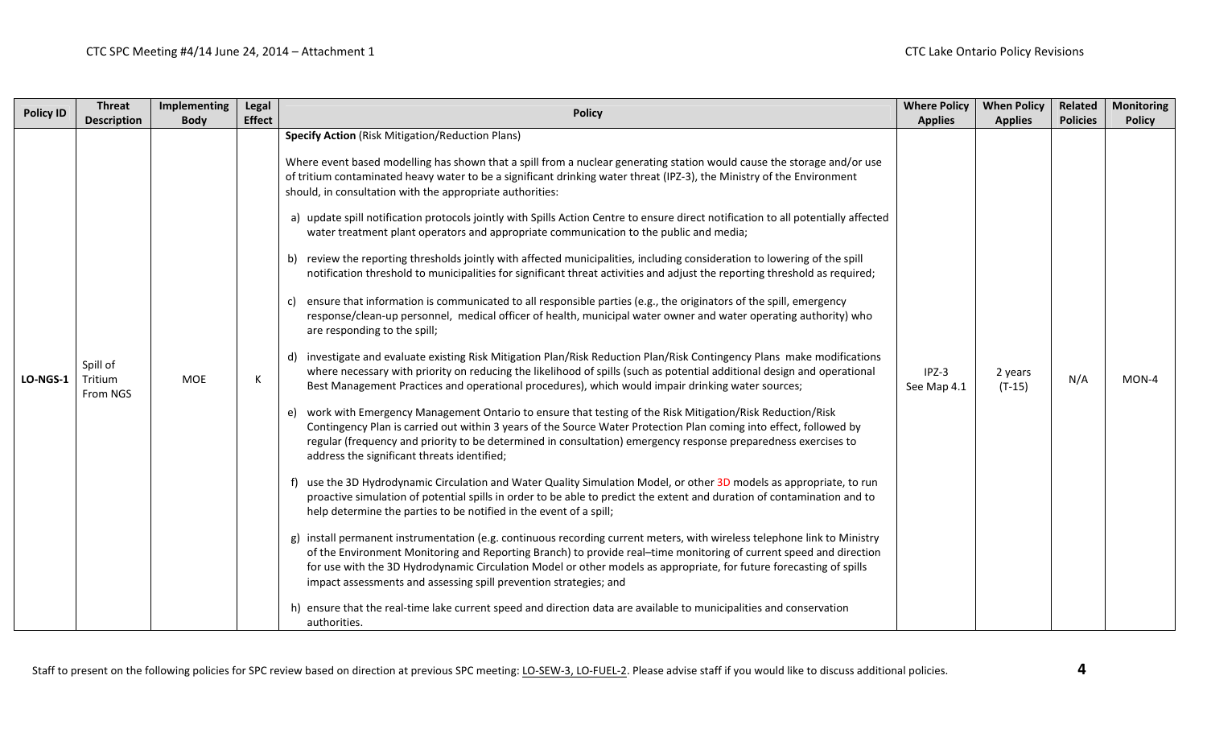| Policy ID | Threat Description | Implementing Body | Legal Effect | Policy | Where Policy Applies | When Policy Applies | Related Policies | Monitoring Policy |
|---|---|---|---|---|---|---|---|---|
| LO-NGS-1 | Spill of Tritium From NGS | MOE | K | **Specify Action** (Risk Mitigation/Reduction Plans)<br><br>Where event based modelling has shown that a spill from a nuclear generating station would cause the storage and/or use of tritium contaminated heavy water to be a significant drinking water threat (IPZ-3), the Ministry of the Environment should, in consultation with the appropriate authorities:<br><br>a) update spill notification protocols jointly with Spills Action Centre to ensure direct notification to all potentially affected water treatment plant operators and appropriate communication to the public and media;<br><br>b) review the reporting thresholds jointly with affected municipalities, including consideration to lowering of the spill notification threshold to municipalities for significant threat activities and adjust the reporting threshold as required;<br><br>c) ensure that information is communicated to all responsible parties (e.g., the originators of the spill, emergency response/clean-up personnel, medical officer of health, municipal water owner and water operating authority) who are responding to the spill;<br><br>d) investigate and evaluate existing Risk Mitigation Plan/Risk Reduction Plan/Risk Contingency Plans make modifications where necessary with priority on reducing the likelihood of spills (such as potential additional design and operational Best Management Practices and operational procedures), which would impair drinking water sources;<br><br>e) work with Emergency Management Ontario to ensure that testing of the Risk Mitigation/Risk Reduction/Risk Contingency Plan is carried out within 3 years of the Source Water Protection Plan coming into effect, followed by regular (frequency and priority to be determined in consultation) emergency response preparedness exercises to address the significant threats identified;<br><br>f) use the 3D Hydrodynamic Circulation and Water Quality Simulation Model, or other 3D models as appropriate, to run proactive simulation of potential spills in order to be able to predict the extent and duration of contamination and to help determine the parties to be notified in the event of a spill;<br><br>g) install permanent instrumentation (e.g. continuous recording current meters, with wireless telephone link to Ministry of the Environment Monitoring and Reporting Branch) to provide real–time monitoring of current speed and direction for use with the 3D Hydrodynamic Circulation Model or other models as appropriate, for future forecasting of spills impact assessments and assessing spill prevention strategies; and<br><br>h) ensure that the real-time lake current speed and direction data are available to municipalities and conservation authorities. | IPZ-3<br>See Map 4.1 | 2 years<br>(T-15) | N/A | MON-4 |

Staff to present on the following policies for SPC review based on direction at previous SPC meeting: LO-SEW-3, LO-FUEL-2. Please advise staff if you would like to discuss additional policies.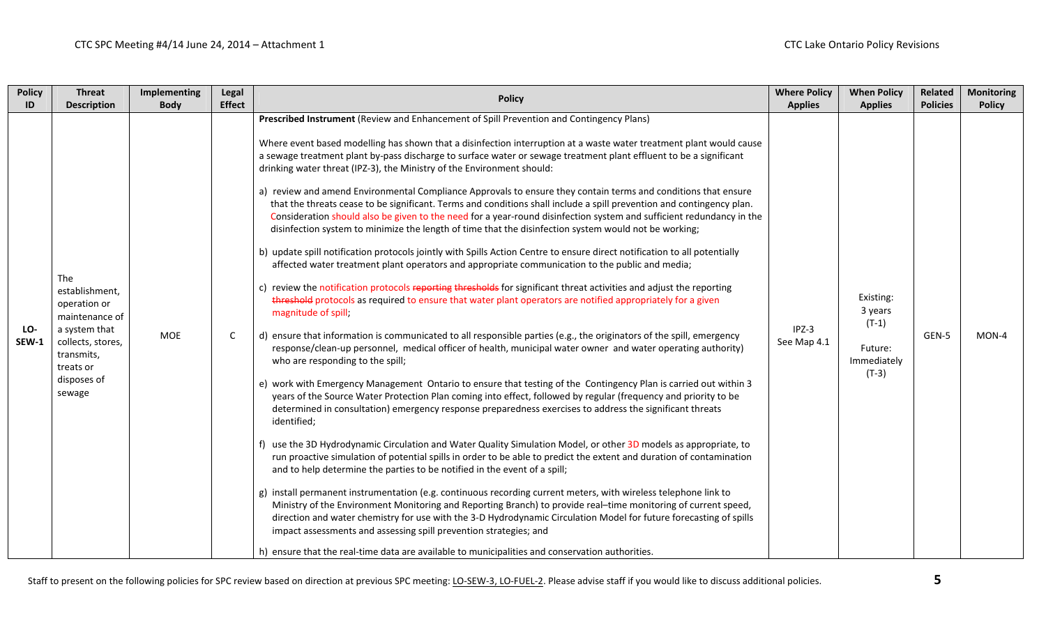| Policy ID | Threat Description | Implementing Body | Legal Effect | Policy | Where Policy Applies | When Policy Applies | Related Policies | Monitoring Policy |
|---|---|---|---|---|---|---|---|---|
| LO-SEW-1 | The establishment, operation or maintenance of a system that collects, stores, transmits, treats or disposes of sewage | MOE | C | **Prescribed Instrument** (Review and Enhancement of Spill Prevention and Contingency Plans)<br><br>Where event based modelling has shown that a disinfection interruption at a waste water treatment plant would cause a sewage treatment plant by-pass discharge to surface water or sewage treatment plant effluent to be a significant drinking water threat (IPZ-3), the Ministry of the Environment should:<br><br>a) review and amend Environmental Compliance Approvals to ensure they contain terms and conditions that ensure that the threats cease to be significant. Terms and conditions shall include a spill prevention and contingency plan. Consideration should also be given to the need for a year-round disinfection system and sufficient redundancy in the disinfection system to minimize the length of time that the disinfection system would not be working;<br><br>b) update spill notification protocols jointly with Spills Action Centre to ensure direct notification to all potentially affected water treatment plant operators and appropriate communication to the public and media;<br><br>c) review the notification protocols ~~reporting thresholds~~ for significant threat activities and adjust the reporting ~~threshold~~ protocols as required to ensure that water plant operators are notified appropriately for a given magnitude of spill;<br><br>d) ensure that information is communicated to all responsible parties (e.g., the originators of the spill, emergency response/clean-up personnel, medical officer of health, municipal water owner and water operating authority) who are responding to the spill;<br><br>e) work with Emergency Management Ontario to ensure that testing of the Contingency Plan is carried out within 3 years of the Source Water Protection Plan coming into effect, followed by regular (frequency and priority to be determined in consultation) emergency response preparedness exercises to address the significant threats identified;<br><br>f) use the 3D Hydrodynamic Circulation and Water Quality Simulation Model, or other 3D models as appropriate, to run proactive simulation of potential spills in order to be able to predict the extent and duration of contamination and to help determine the parties to be notified in the event of a spill;<br><br>g) install permanent instrumentation (e.g. continuous recording current meters, with wireless telephone link to Ministry of the Environment Monitoring and Reporting Branch) to provide real–time monitoring of current speed, direction and water chemistry for use with the 3-D Hydrodynamic Circulation Model for future forecasting of spills impact assessments and assessing spill prevention strategies; and<br><br>h) ensure that the real-time data are available to municipalities and conservation authorities. | IPZ-3<br>See Map 4.1 | Existing: 3 years (T-1)<br><br>Future: Immediately (T-3) | GEN-5 | MON-4 |

Staff to present on the following policies for SPC review based on direction at previous SPC meeting: LO-SEW-3, LO-FUEL-2. Please advise staff if you would like to discuss additional policies.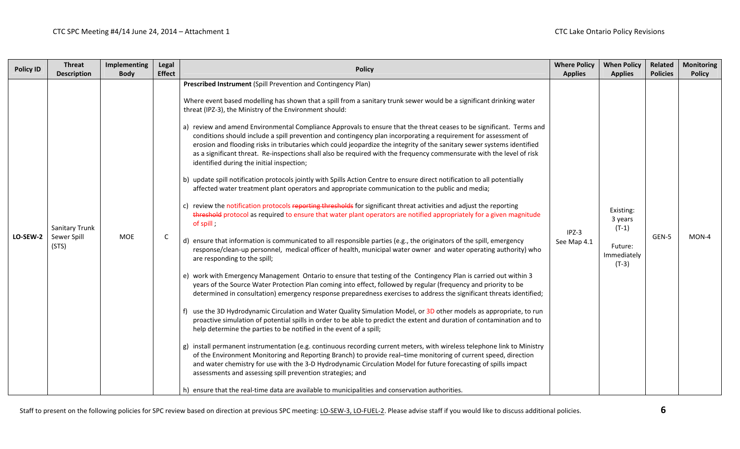| Policy ID | Threat Description | Implementing Body | Legal Effect | Policy | Where Policy Applies | When Policy Applies | Related Policies | Monitoring Policy |
|---|---|---|---|---|---|---|---|---|
| LO-SEW-2 | Sanitary Trunk Sewer Spill (STS) | MOE | C | **Prescribed Instrument** (Spill Prevention and Contingency Plan)<br><br>Where event based modelling has shown that a spill from a sanitary trunk sewer would be a significant drinking water threat (IPZ-3), the Ministry of the Environment should:<br><br>a) review and amend Environmental Compliance Approvals to ensure that the threat ceases to be significant. Terms and conditions should include a spill prevention and contingency plan incorporating a requirement for assessment of erosion and flooding risks in tributaries which could jeopardize the integrity of the sanitary sewer systems identified as a significant threat. Re-inspections shall also be required with the frequency commensurate with the level of risk identified during the initial inspection;<br><br>b) update spill notification protocols jointly with Spills Action Centre to ensure direct notification to all potentially affected water treatment plant operators and appropriate communication to the public and media;<br><br>c) review the notification protocols ~~reporting thresholds~~ for significant threat activities and adjust the reporting ~~threshold~~ protocol as required to ensure that water plant operators are notified appropriately for a given magnitude of spill ;<br><br>d) ensure that information is communicated to all responsible parties (e.g., the originators of the spill, emergency response/clean-up personnel, medical officer of health, municipal water owner and water operating authority) who are responding to the spill;<br><br>e) work with Emergency Management Ontario to ensure that testing of the Contingency Plan is carried out within 3 years of the Source Water Protection Plan coming into effect, followed by regular (frequency and priority to be determined in consultation) emergency response preparedness exercises to address the significant threats identified;<br><br>f) use the 3D Hydrodynamic Circulation and Water Quality Simulation Model, or 3D other models as appropriate, to run proactive simulation of potential spills in order to be able to predict the extent and duration of contamination and to help determine the parties to be notified in the event of a spill;<br><br>g) install permanent instrumentation (e.g. continuous recording current meters, with wireless telephone link to Ministry of the Environment Monitoring and Reporting Branch) to provide real–time monitoring of current speed, direction and water chemistry for use with the 3-D Hydrodynamic Circulation Model for future forecasting of spills impact assessments and assessing spill prevention strategies; and<br><br>h) ensure that the real-time data are available to municipalities and conservation authorities. | IPZ-3 See Map 4.1 | Existing: 3 years (T-1)<br><br>Future: Immediately (T-3) | GEN-5 | MON-4 |

Staff to present on the following policies for SPC review based on direction at previous SPC meeting: LO-SEW-3, LO-FUEL-2. Please advise staff if you would like to discuss additional policies.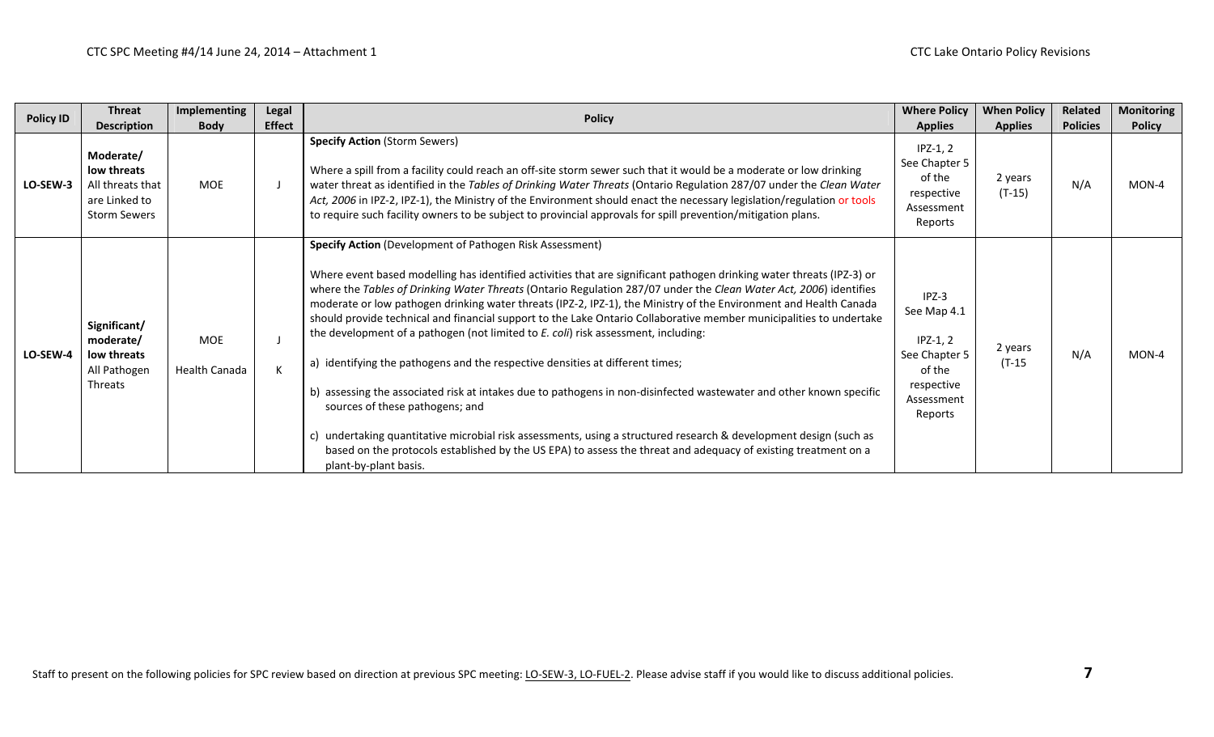| Policy ID | Threat Description | Implementing Body | Legal Effect | Policy | Where Policy Applies | When Policy Applies | Related Policies | Monitoring Policy |
|---|---|---|---|---|---|---|---|---|
| LO-SEW-3 | **Moderate/ low threats** All threats that are Linked to Storm Sewers | MOE | J | **Specify Action** (Storm Sewers)<br><br>Where a spill from a facility could reach an off-site storm sewer such that it would be a moderate or low drinking water threat as identified in the *Tables of Drinking Water Threats* (Ontario Regulation 287/07 under the *Clean Water Act, 2006* in IPZ-2, IPZ-1), the Ministry of the Environment should enact the necessary legislation/regulation or tools to require such facility owners to be subject to provincial approvals for spill prevention/mitigation plans. | IPZ-1, 2 See Chapter 5 of the respective Assessment Reports | 2 years (T-15) | N/A | MON-4 |
| LO-SEW-4 | **Significant/ moderate/ low threats** All Pathogen Threats | MOE<br><br>Health Canada | J<br><br>K | **Specify Action** (Development of Pathogen Risk Assessment)<br><br>Where event based modelling has identified activities that are significant pathogen drinking water threats (IPZ-3) or where the *Tables of Drinking Water Threats* (Ontario Regulation 287/07 under the *Clean Water Act, 2006*) identifies moderate or low pathogen drinking water threats (IPZ-2, IPZ-1), the Ministry of the Environment and Health Canada should provide technical and financial support to the Lake Ontario Collaborative member municipalities to undertake the development of a pathogen (not limited to *E. coli*) risk assessment, including:<br><br>a) identifying the pathogens and the respective densities at different times;<br><br>b) assessing the associated risk at intakes due to pathogens in non-disinfected wastewater and other known specific sources of these pathogens; and<br><br>c) undertaking quantitative microbial risk assessments, using a structured research & development design (such as based on the protocols established by the US EPA) to assess the threat and adequacy of existing treatment on a plant-by-plant basis. | IPZ-3 See Map 4.1<br><br>IPZ-1, 2 See Chapter 5 of the respective Assessment Reports | 2 years (T-15 | N/A | MON-4 |

Staff to present on the following policies for SPC review based on direction at previous SPC meeting: LO-SEW-3, LO-FUEL-2. Please advise staff if you would like to discuss additional policies.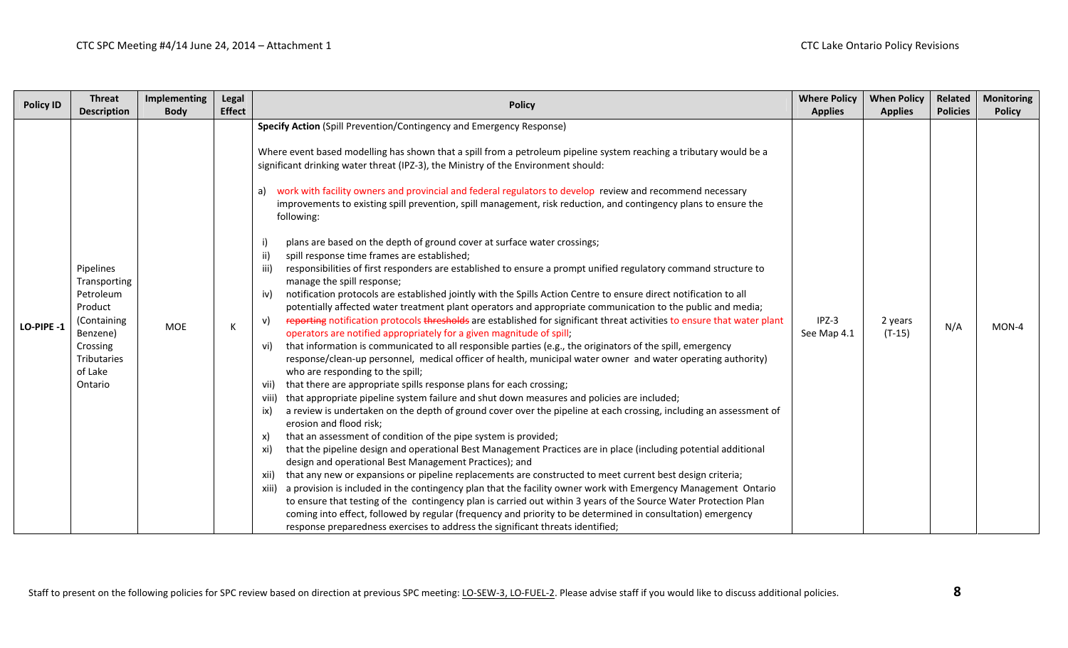| Policy ID | Threat Description | Implementing Body | Legal Effect | Policy | Where Policy Applies | When Policy Applies | Related Policies | Monitoring Policy |
|---|---|---|---|---|---|---|---|---|
| LO-PIPE -1 | Pipelines Transporting Petroleum Product (Containing Benzene) Crossing Tributaries of Lake Ontario | MOE | K | **Specify Action** (Spill Prevention/Contingency and Emergency Response)<br><br>Where event based modelling has shown that a spill from a petroleum pipeline system reaching a tributary would be a significant drinking water threat (IPZ-3), the Ministry of the Environment should:<br><br>a) work with facility owners and provincial and federal regulators to develop review and recommend necessary improvements to existing spill prevention, spill management, risk reduction, and contingency plans to ensure the following:<br><br>i) plans are based on the depth of ground cover at surface water crossings;<br>ii) spill response time frames are established;<br>iii) responsibilities of first responders are established to ensure a prompt unified regulatory command structure to manage the spill response;<br>iv) notification protocols are established jointly with the Spills Action Centre to ensure direct notification to all potentially affected water treatment plant operators and appropriate communication to the public and media;<br>v) ~~reporting~~ notification protocols ~~thresholds~~ are established for significant threat activities to ensure that water plant operators are notified appropriately for a given magnitude of spill;<br>vi) that information is communicated to all responsible parties (e.g., the originators of the spill, emergency response/clean-up personnel, medical officer of health, municipal water owner and water operating authority) who are responding to the spill;<br>vii) that there are appropriate spills response plans for each crossing;<br>viii) that appropriate pipeline system failure and shut down measures and policies are included;<br>ix) a review is undertaken on the depth of ground cover over the pipeline at each crossing, including an assessment of erosion and flood risk;<br>x) that an assessment of condition of the pipe system is provided;<br>xi) that the pipeline design and operational Best Management Practices are in place (including potential additional design and operational Best Management Practices); and<br>xii) that any new or expansions or pipeline replacements are constructed to meet current best design criteria;<br>xiii) a provision is included in the contingency plan that the facility owner work with Emergency Management Ontario to ensure that testing of the contingency plan is carried out within 3 years of the Source Water Protection Plan coming into effect, followed by regular (frequency and priority to be determined in consultation) emergency response preparedness exercises to address the significant threats identified; | IPZ-3 See Map 4.1 | 2 years (T-15) | N/A | MON-4 |

Staff to present on the following policies for SPC review based on direction at previous SPC meeting: LO-SEW-3, LO-FUEL-2. Please advise staff if you would like to discuss additional policies.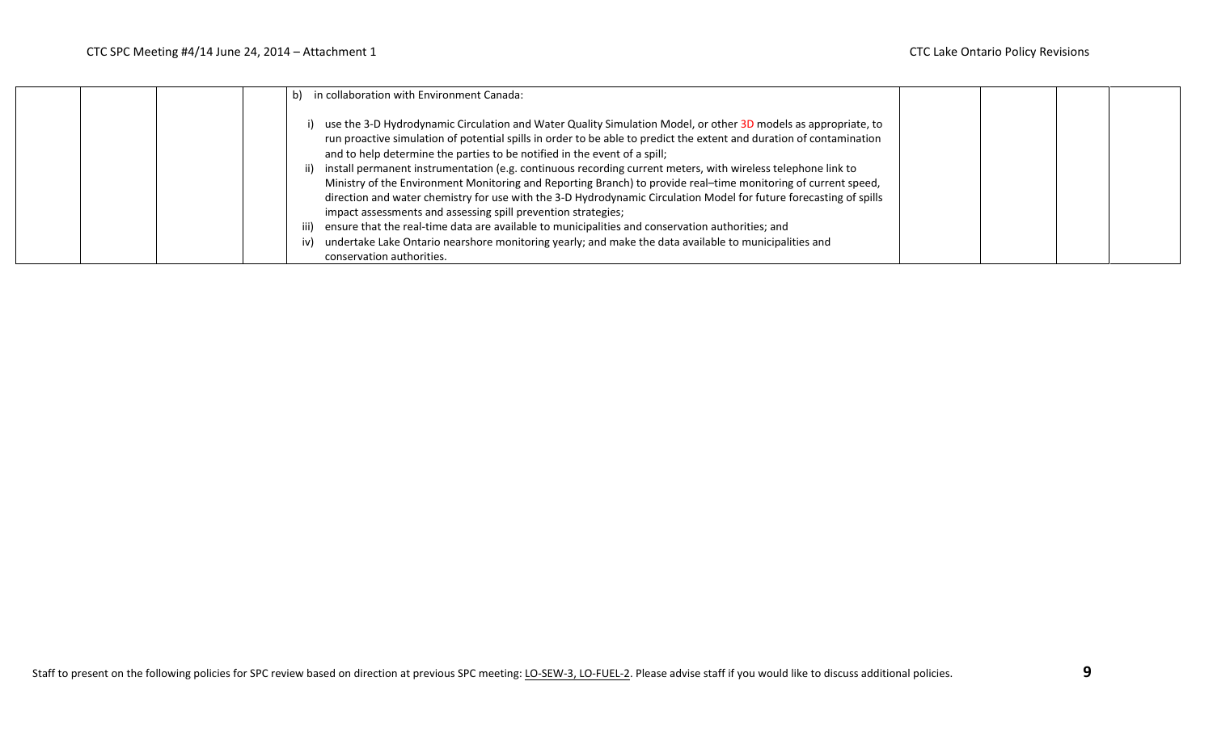| | | | | | | | |
|---|---|---|---|---|---|---|---|
| | | | | b) in collaboration with Environment Canada:<br><br>i) use the 3-D Hydrodynamic Circulation and Water Quality Simulation Model, or other 3D models as appropriate, to run proactive simulation of potential spills in order to be able to predict the extent and duration of contamination and to help determine the parties to be notified in the event of a spill;<br>ii) install permanent instrumentation (e.g. continuous recording current meters, with wireless telephone link to Ministry of the Environment Monitoring and Reporting Branch) to provide real–time monitoring of current speed, direction and water chemistry for use with the 3-D Hydrodynamic Circulation Model for future forecasting of spills impact assessments and assessing spill prevention strategies;<br>iii) ensure that the real-time data are available to municipalities and conservation authorities; and<br>iv) undertake Lake Ontario nearshore monitoring yearly; and make the data available to municipalities and conservation authorities. | | | | |

Staff to present on the following policies for SPC review based on direction at previous SPC meeting: LO-SEW-3, LO-FUEL-2. Please advise staff if you would like to discuss additional policies.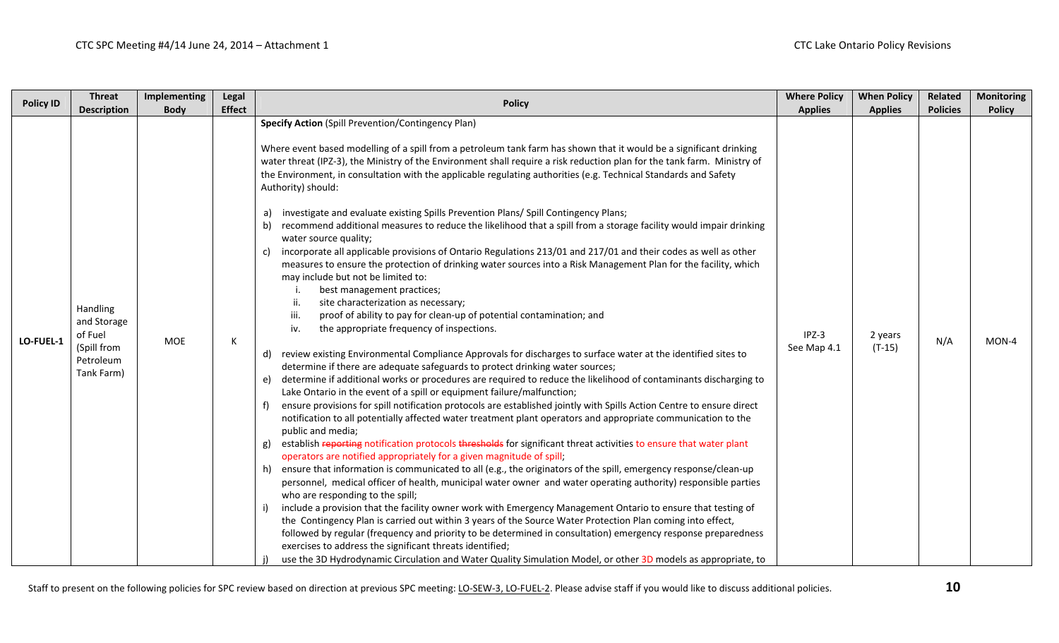| Policy ID | Threat Description | Implementing Body | Legal Effect | Policy | Where Policy Applies | When Policy Applies | Related Policies | Monitoring Policy |
|---|---|---|---|---|---|---|---|---|
| LO-FUEL-1 | Handling and Storage of Fuel (Spill from Petroleum Tank Farm) | MOE | K | **Specify Action** (Spill Prevention/Contingency Plan)<br><br>Where event based modelling of a spill from a petroleum tank farm has shown that it would be a significant drinking water threat (IPZ-3), the Ministry of the Environment shall require a risk reduction plan for the tank farm. Ministry of the Environment, in consultation with the applicable regulating authorities (e.g. Technical Standards and Safety Authority) should:<br><br>a) investigate and evaluate existing Spills Prevention Plans/ Spill Contingency Plans;<br>b) recommend additional measures to reduce the likelihood that a spill from a storage facility would impair drinking water source quality;<br>c) incorporate all applicable provisions of Ontario Regulations 213/01 and 217/01 and their codes as well as other measures to ensure the protection of drinking water sources into a Risk Management Plan for the facility, which may include but not be limited to:<br>i. best management practices;<br>ii. site characterization as necessary;<br>iii. proof of ability to pay for clean-up of potential contamination; and<br>iv. the appropriate frequency of inspections.<br><br>d) review existing Environmental Compliance Approvals for discharges to surface water at the identified sites to determine if there are adequate safeguards to protect drinking water sources;<br>e) determine if additional works or procedures are required to reduce the likelihood of contaminants discharging to Lake Ontario in the event of a spill or equipment failure/malfunction;<br>f) ensure provisions for spill notification protocols are established jointly with Spills Action Centre to ensure direct notification to all potentially affected water treatment plant operators and appropriate communication to the public and media;<br>g) establish ~~reporting~~ notification protocols ~~thresholds~~ for significant threat activities to ensure that water plant operators are notified appropriately for a given magnitude of spill;<br>h) ensure that information is communicated to all (e.g., the originators of the spill, emergency response/clean-up personnel, medical officer of health, municipal water owner and water operating authority) responsible parties who are responding to the spill;<br>i) include a provision that the facility owner work with Emergency Management Ontario to ensure that testing of the Contingency Plan is carried out within 3 years of the Source Water Protection Plan coming into effect, followed by regular (frequency and priority to be determined in consultation) emergency response preparedness exercises to address the significant threats identified;<br>j) use the 3D Hydrodynamic Circulation and Water Quality Simulation Model, or other 3D models as appropriate, to | IPZ-3<br>See Map 4.1 | 2 years<br>(T-15) | N/A | MON-4 |

Staff to present on the following policies for SPC review based on direction at previous SPC meeting: LO-SEW-3, LO-FUEL-2. Please advise staff if you would like to discuss additional policies.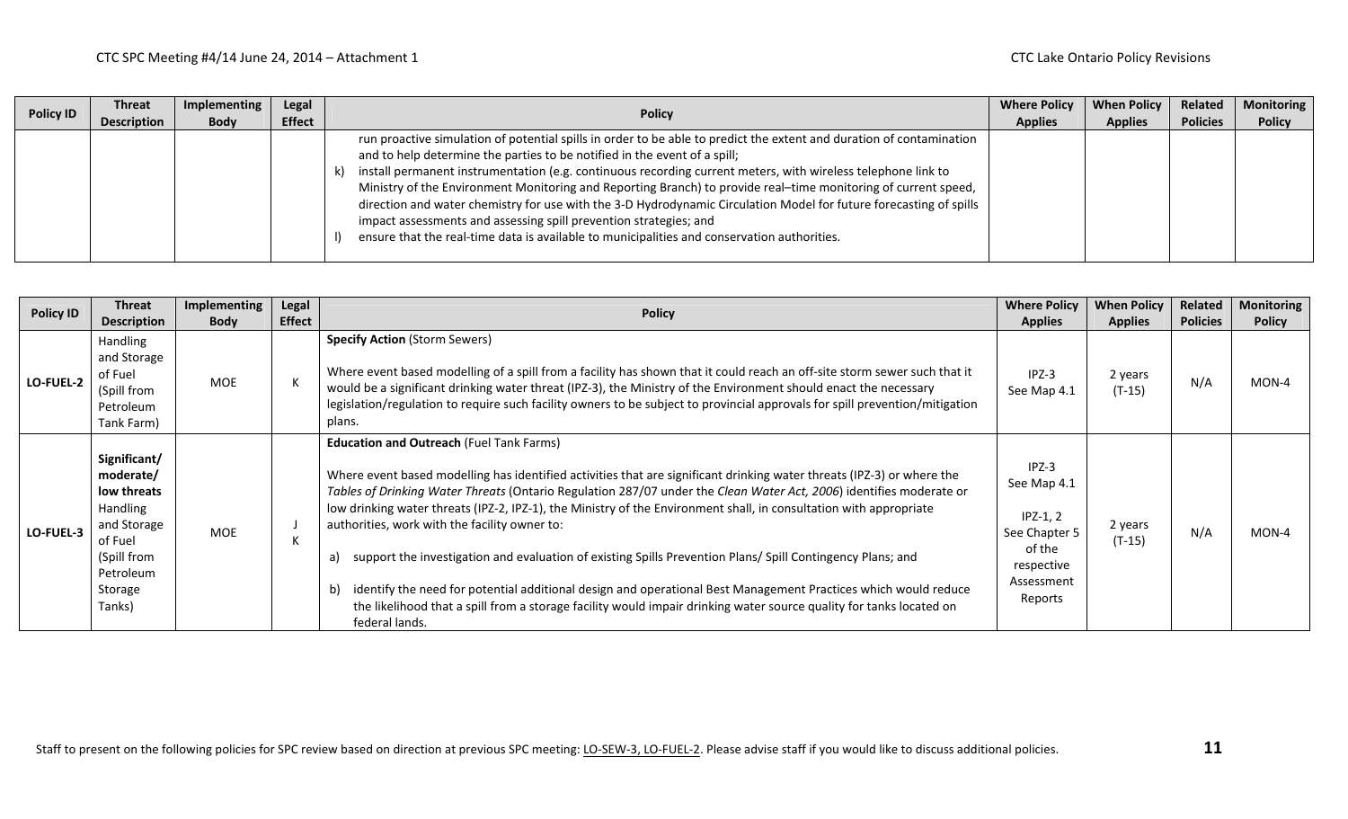| Policy ID | Threat Description | Implementing Body | Legal Effect | Policy | Where Policy Applies | When Policy Applies | Related Policies | Monitoring Policy |
|---|---|---|---|---|---|---|---|---|
| | | | | run proactive simulation of potential spills in order to be able to predict the extent and duration of contamination and to help determine the parties to be notified in the event of a spill;<br>k) install permanent instrumentation (e.g. continuous recording current meters, with wireless telephone link to Ministry of the Environment Monitoring and Reporting Branch) to provide real–time monitoring of current speed, direction and water chemistry for use with the 3-D Hydrodynamic Circulation Model for future forecasting of spills impact assessments and assessing spill prevention strategies; and<br>l) ensure that the real-time data is available to municipalities and conservation authorities. | | | | |

| Policy ID | Threat Description | Implementing Body | Legal Effect | Policy | Where Policy Applies | When Policy Applies | Related Policies | Monitoring Policy |
|---|---|---|---|---|---|---|---|---|
| LO-FUEL-2 | Handling and Storage of Fuel (Spill from Petroleum Tank Farm) | MOE | K | **Specify Action** (Storm Sewers)<br><br>Where event based modelling of a spill from a facility has shown that it could reach an off-site storm sewer such that it would be a significant drinking water threat (IPZ-3), the Ministry of the Environment should enact the necessary legislation/regulation to require such facility owners to be subject to provincial approvals for spill prevention/mitigation plans. | IPZ-3 See Map 4.1 | 2 years (T-15) | N/A | MON-4 |
| LO-FUEL-3 | **Significant/ moderate/ low threats** Handling and Storage of Fuel (Spill from Petroleum Storage Tanks) | MOE | J<br>K | **Education and Outreach** (Fuel Tank Farms)<br><br>Where event based modelling has identified activities that are significant drinking water threats (IPZ-3) or where the *Tables of Drinking Water Threats* (Ontario Regulation 287/07 under the *Clean Water Act, 2006*) identifies moderate or low drinking water threats (IPZ-2, IPZ-1), the Ministry of the Environment shall, in consultation with appropriate authorities, work with the facility owner to:<br><br>a) support the investigation and evaluation of existing Spills Prevention Plans/ Spill Contingency Plans; and<br><br>b) identify the need for potential additional design and operational Best Management Practices which would reduce the likelihood that a spill from a storage facility would impair drinking water source quality for tanks located on federal lands. | IPZ-3 See Map 4.1<br><br>IPZ-1, 2 See Chapter 5 of the respective Assessment Reports | 2 years (T-15) | N/A | MON-4 |

Staff to present on the following policies for SPC review based on direction at previous SPC meeting: LO-SEW-3, LO-FUEL-2. Please advise staff if you would like to discuss additional policies.